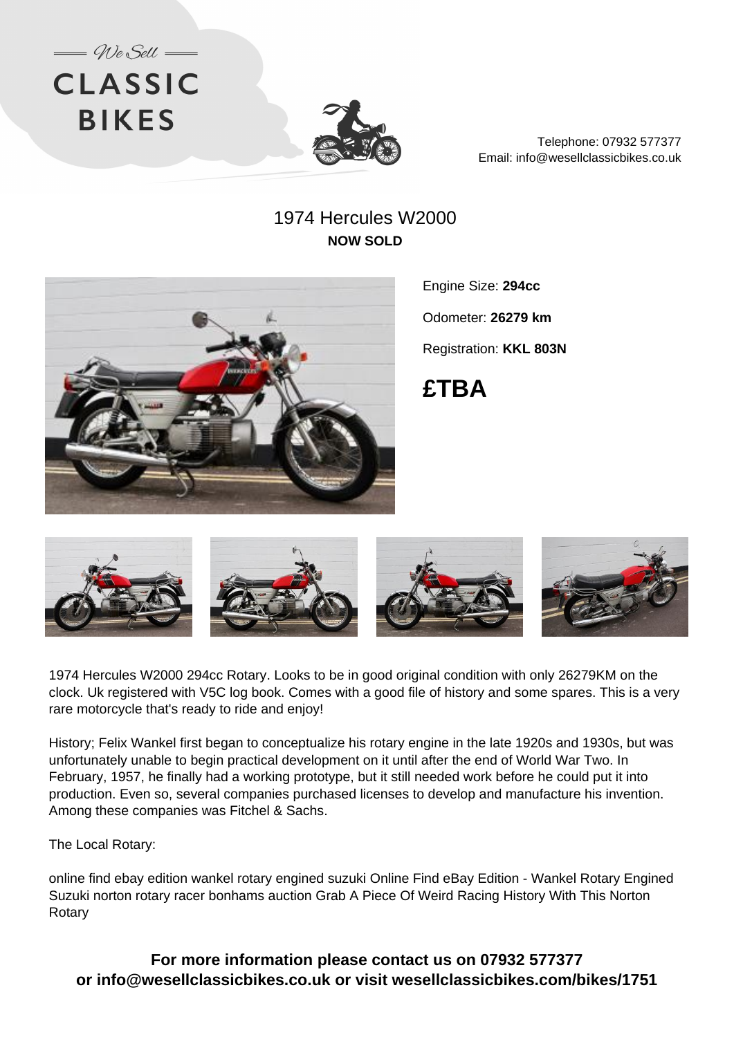We Sell

CLASSIC BIKES

Telephone: 07932 577377
Email: info@wesellclassicbikes.co.uk

# 1974 Hercules W2000

**NOW SOLD**

Engine Size: **294cc**

Odometer: **26279 km**

Registration: **KKL 803N**

**£TBA**

1974 Hercules W2000 294cc Rotary. Looks to be in good original condition with only 26279KM on the clock. Uk registered with V5C log book. Comes with a good file of history and some spares. This is a very rare motorcycle that's ready to ride and enjoy!

History; Felix Wankel first began to conceptualize his rotary engine in the late 1920s and 1930s, but was unfortunately unable to begin practical development on it until after the end of World War Two. In February, 1957, he finally had a working prototype, but it still needed work before he could put it into production. Even so, several companies purchased licenses to develop and manufacture his invention. Among these companies was Fitchel & Sachs.

The Local Rotary:

online find ebay edition wankel rotary engined suzuki Online Find eBay Edition - Wankel Rotary Engined Suzuki norton rotary racer bonhams auction Grab A Piece Of Weird Racing History With This Norton Rotary

**For more information please contact us on 07932 577377 or info@wesellclassicbikes.co.uk or visit wesellclassicbikes.com/bikes/1751**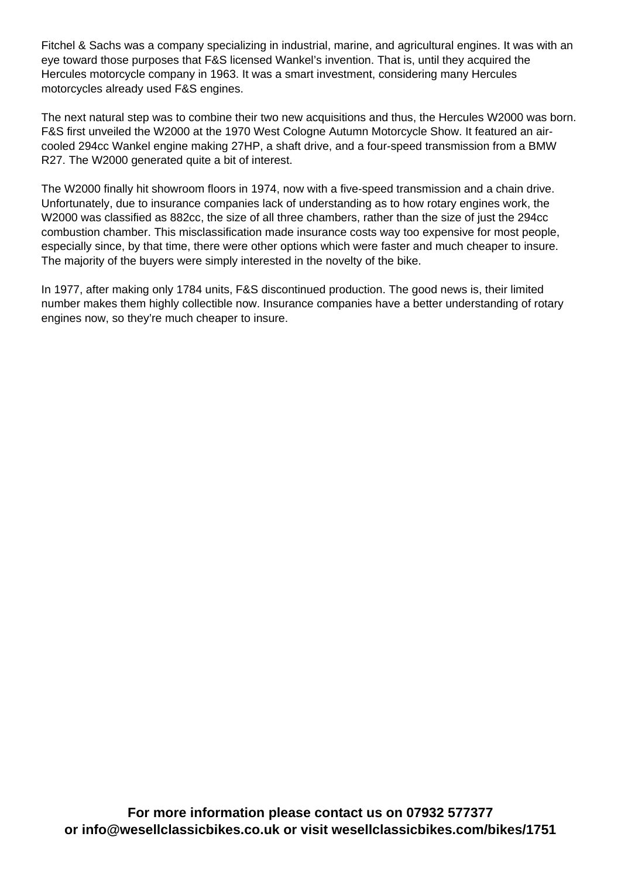Fitchel & Sachs was a company specializing in industrial, marine, and agricultural engines. It was with an eye toward those purposes that F&S licensed Wankel's invention. That is, until they acquired the Hercules motorcycle company in 1963. It was a smart investment, considering many Hercules motorcycles already used F&S engines.

The next natural step was to combine their two new acquisitions and thus, the Hercules W2000 was born. F&S first unveiled the W2000 at the 1970 West Cologne Autumn Motorcycle Show. It featured an air-cooled 294cc Wankel engine making 27HP, a shaft drive, and a four-speed transmission from a BMW R27. The W2000 generated quite a bit of interest.

The W2000 finally hit showroom floors in 1974, now with a five-speed transmission and a chain drive. Unfortunately, due to insurance companies lack of understanding as to how rotary engines work, the W2000 was classified as 882cc, the size of all three chambers, rather than the size of just the 294cc combustion chamber. This misclassification made insurance costs way too expensive for most people, especially since, by that time, there were other options which were faster and much cheaper to insure. The majority of the buyers were simply interested in the novelty of the bike.

In 1977, after making only 1784 units, F&S discontinued production. The good news is, their limited number makes them highly collectible now. Insurance companies have a better understanding of rotary engines now, so they're much cheaper to insure.

**For more information please contact us on 07932 577377 or info@wesellclassicbikes.co.uk or visit wesellclassicbikes.com/bikes/1751**